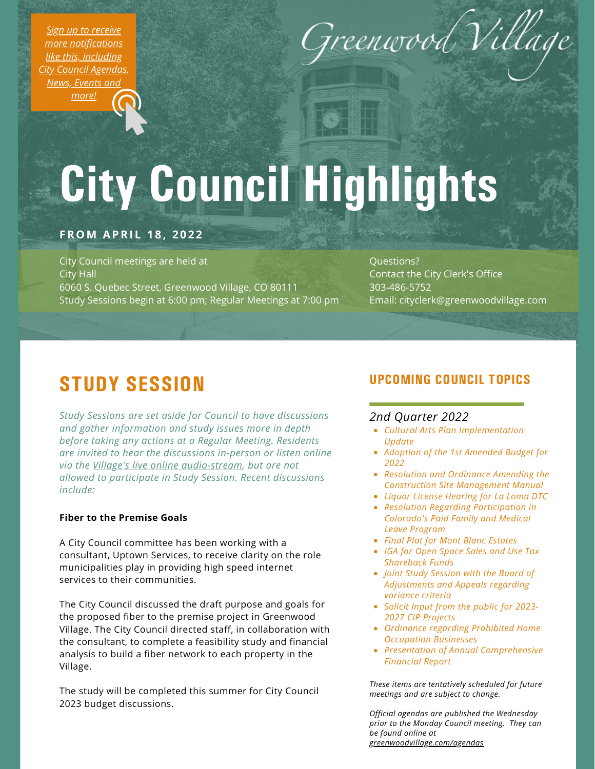[*Sign up to receive more notifications like this, including City Council Agendas, News, Events and more!*]

Greenwood Village

# City Council Highlights

**FROM APRIL 18, 2022**

City Council meetings are held at
City Hall
6060 S. Quebec Street, Greenwood Village, CO 80111
Study Sessions begin at 6:00 pm; Regular Meetings at 7:00 pm

Questions?
Contact the City Clerk's Office
303-486-5752
Email: cityclerk@greenwoodvillage.com

## STUDY SESSION

*Study Sessions are set aside for Council to have discussions and gather information and study issues more in depth before taking any actions at a Regular Meeting. Residents are invited to hear the discussions in-person or listen online via the Village's live online audio-stream, but are not allowed to participate in Study Session. Recent discussions include:*

**Fiber to the Premise Goals**

A City Council committee has been working with a consultant, Uptown Services, to receive clarity on the role municipalities play in providing high speed internet services to their communities.

The City Council discussed the draft purpose and goals for the proposed fiber to the premise project in Greenwood Village. The City Council directed staff, in collaboration with the consultant, to complete a feasibility study and financial analysis to build a fiber network to each property in the Village.

The study will be completed this summer for City Council 2023 budget discussions.

## UPCOMING COUNCIL TOPICS

*2nd Quarter 2022*

- *Cultural Arts Plan Implementation Update*
- *Adoption of the 1st Amended Budget for 2022*
- *Resolution and Ordinance Amending the Construction Site Management Manual*
- *Liquor License Hearing for La Loma DTC*
- *Resolution Regarding Participation in Colorado's Paid Family and Medical Leave Program*
- *Final Plat for Mont Blanc Estates*
- *IGA for Open Space Sales and Use Tax Shareback Funds*
- *Joint Study Session with the Board of Adjustments and Appeals regarding variance criteria*
- *Solicit Input from the public for 2023-2027 CIP Projects*
- *Ordinance regarding Prohibited Home Occupation Businesses*
- *Presentation of Annual Comprehensive Financial Report*

*These items are tentatively scheduled for future meetings and are subject to change.*

*Official agendas are published the Wednesday prior to the Monday Council meeting. They can be found online at greenwoodvillage.com/agendas*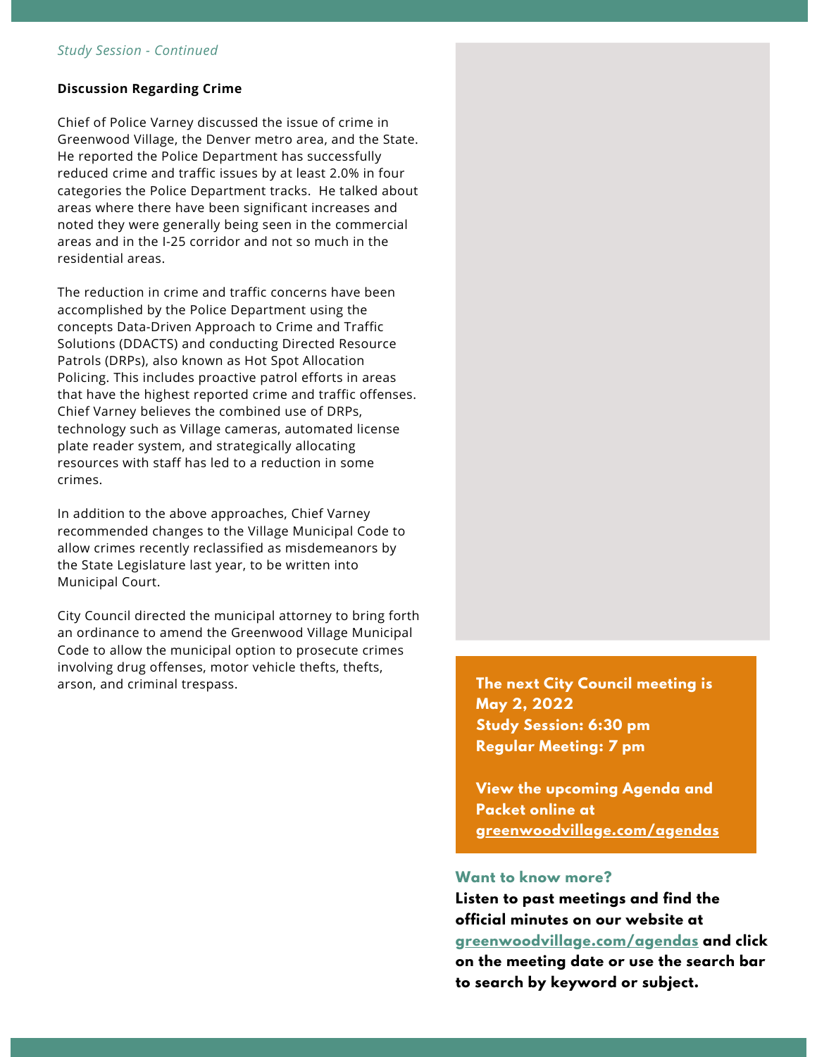*Study Session - Continued*

**Discussion Regarding Crime**

Chief of Police Varney discussed the issue of crime in Greenwood Village, the Denver metro area, and the State. He reported the Police Department has successfully reduced crime and traffic issues by at least 2.0% in four categories the Police Department tracks. He talked about areas where there have been significant increases and noted they were generally being seen in the commercial areas and in the I-25 corridor and not so much in the residential areas.

The reduction in crime and traffic concerns have been accomplished by the Police Department using the concepts Data-Driven Approach to Crime and Traffic Solutions (DDACTS) and conducting Directed Resource Patrols (DRPs), also known as Hot Spot Allocation Policing. This includes proactive patrol efforts in areas that have the highest reported crime and traffic offenses. Chief Varney believes the combined use of DRPs, technology such as Village cameras, automated license plate reader system, and strategically allocating resources with staff has led to a reduction in some crimes.

In addition to the above approaches, Chief Varney recommended changes to the Village Municipal Code to allow crimes recently reclassified as misdemeanors by the State Legislature last year, to be written into Municipal Court.

City Council directed the municipal attorney to bring forth an ordinance to amend the Greenwood Village Municipal Code to allow the municipal option to prosecute crimes involving drug offenses, motor vehicle thefts, thefts, arson, and criminal trespass.

**The next City Council meeting is May 2, 2022**
**Study Session: 6:30 pm**
**Regular Meeting: 7 pm**

**View the upcoming Agenda and Packet online at greenwoodvillage.com/agendas**

**Want to know more?**

**Listen to past meetings and find the official minutes on our website at greenwoodvillage.com/agendas and click on the meeting date or use the search bar to search by keyword or subject.**